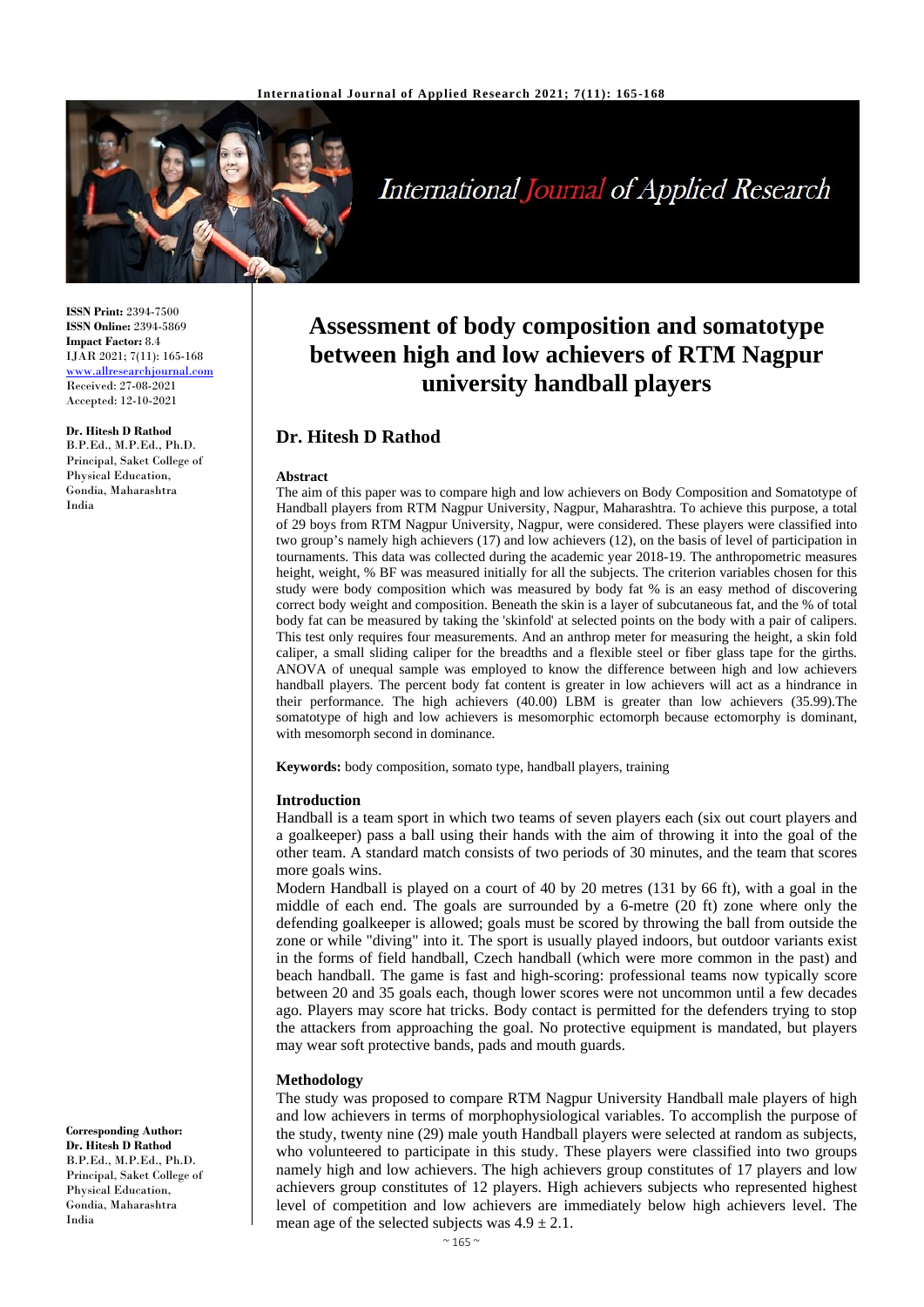**ISSN Print:** 2394-7500
**ISSN Online:** 2394-5869
**Impact Factor:** 8.4
IJAR 2021; 7(11): 165-168
www.allresearchjournal.com
Received: 27-08-2021
Accepted: 12-10-2021

**Dr. Hitesh D Rathod**
B.P.Ed., M.P.Ed., Ph.D.
Principal, Saket College of Physical Education, Gondia, Maharashtra India

**Corresponding Author:**
**Dr. Hitesh D Rathod**
B.P.Ed., M.P.Ed., Ph.D.
Principal, Saket College of Physical Education, Gondia, Maharashtra India

# Assessment of body composition and somatotype between high and low achievers of RTM Nagpur university handball players

## Dr. Hitesh D Rathod

### Abstract

The aim of this paper was to compare high and low achievers on Body Composition and Somatotype of Handball players from RTM Nagpur University, Nagpur, Maharashtra. To achieve this purpose, a total of 29 boys from RTM Nagpur University, Nagpur, were considered. These players were classified into two group's namely high achievers (17) and low achievers (12), on the basis of level of participation in tournaments. This data was collected during the academic year 2018-19. The anthropometric measures height, weight, % BF was measured initially for all the subjects. The criterion variables chosen for this study were body composition which was measured by body fat % is an easy method of discovering correct body weight and composition. Beneath the skin is a layer of subcutaneous fat, and the % of total body fat can be measured by taking the 'skinfold' at selected points on the body with a pair of calipers. This test only requires four measurements. And an anthrop meter for measuring the height, a skin fold caliper, a small sliding caliper for the breadths and a flexible steel or fiber glass tape for the girths. ANOVA of unequal sample was employed to know the difference between high and low achievers handball players. The percent body fat content is greater in low achievers will act as a hindrance in their performance. The high achievers (40.00) LBM is greater than low achievers (35.99).The somatotype of high and low achievers is mesomorphic ectomorph because ectomorphy is dominant, with mesomorph second in dominance.

**Keywords:** body composition, somato type, handball players, training

### Introduction

Handball is a team sport in which two teams of seven players each (six out court players and a goalkeeper) pass a ball using their hands with the aim of throwing it into the goal of the other team. A standard match consists of two periods of 30 minutes, and the team that scores more goals wins.

Modern Handball is played on a court of 40 by 20 metres (131 by 66 ft), with a goal in the middle of each end. The goals are surrounded by a 6-metre (20 ft) zone where only the defending goalkeeper is allowed; goals must be scored by throwing the ball from outside the zone or while "diving" into it. The sport is usually played indoors, but outdoor variants exist in the forms of field handball, Czech handball (which were more common in the past) and beach handball. The game is fast and high-scoring: professional teams now typically score between 20 and 35 goals each, though lower scores were not uncommon until a few decades ago. Players may score hat tricks. Body contact is permitted for the defenders trying to stop the attackers from approaching the goal. No protective equipment is mandated, but players may wear soft protective bands, pads and mouth guards.

### Methodology

The study was proposed to compare RTM Nagpur University Handball male players of high and low achievers in terms of morphophysiological variables. To accomplish the purpose of the study, twenty nine (29) male youth Handball players were selected at random as subjects, who volunteered to participate in this study. These players were classified into two groups namely high and low achievers. The high achievers group constitutes of 17 players and low achievers group constitutes of 12 players. High achievers subjects who represented highest level of competition and low achievers are immediately below high achievers level. The mean age of the selected subjects was $4.9 \pm 2.1$.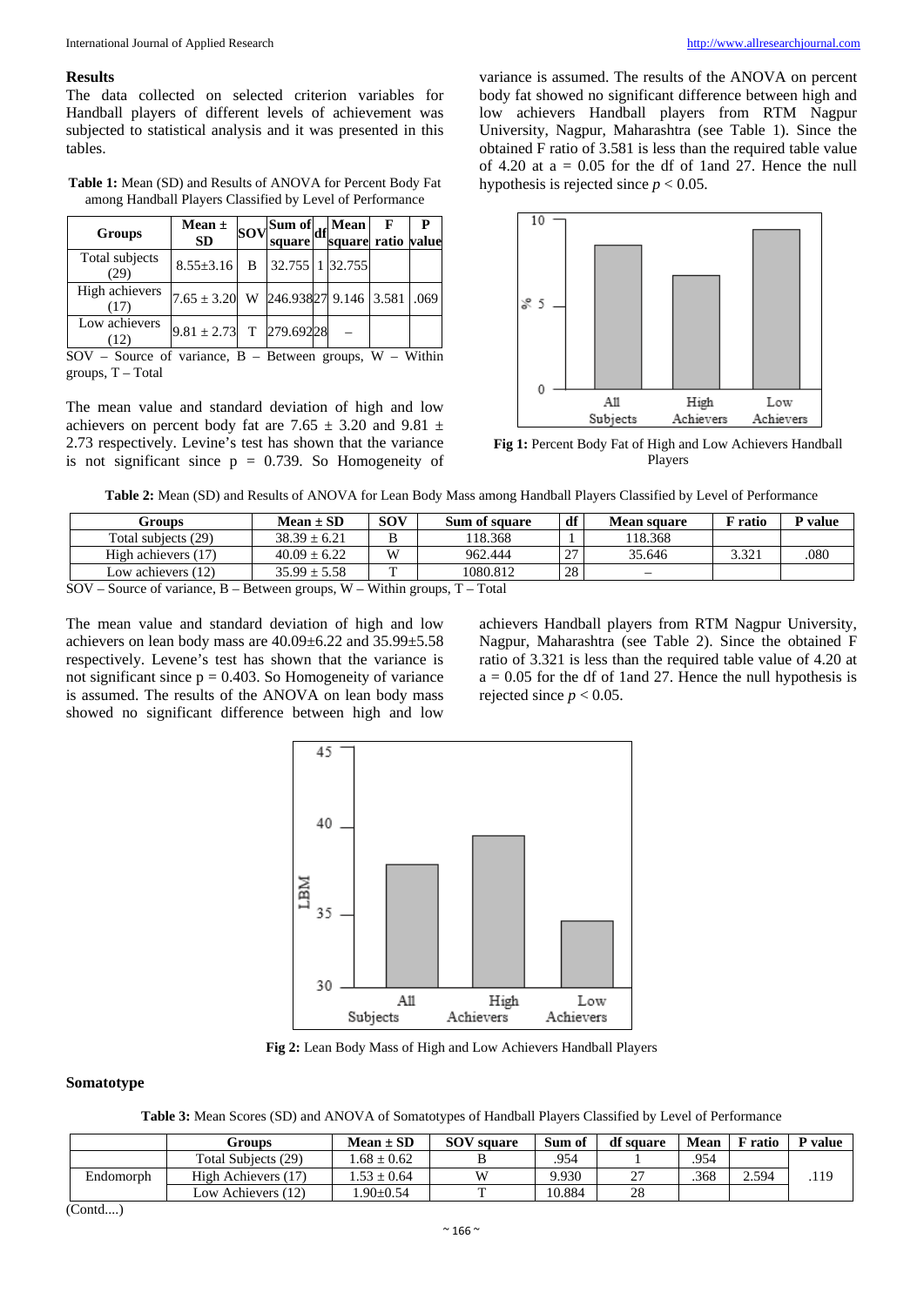## Results

The data collected on selected criterion variables for Handball players of different levels of achievement was subjected to statistical analysis and it was presented in this tables.

**Table 1:** Mean (SD) and Results of ANOVA for Percent Body Fat among Handball Players Classified by Level of Performance

| Groups | Mean ± SD | SOV | Sum of square | df | Mean square | F ratio | P value |
|---|---|---|---|---|---|---|---|
| Total subjects (29) | 8.55±3.16 | B | 32.755 | 1 | 32.755 | | |
| High achievers (17) | 7.65 ± 3.20 | W | 246.938 | 27 | 9.146 | 3.581 | .069 |
| Low achievers (12) | 9.81 ± 2.73 | T | 279.692 | 28 | – | | |

SOV – Source of variance, B – Between groups, W – Within groups, T – Total

The mean value and standard deviation of high and low achievers on percent body fat are 7.65 ± 3.20 and 9.81 ± 2.73 respectively. Levine's test has shown that the variance is not significant since p = 0.739. So Homogeneity of variance is assumed. The results of the ANOVA on percent body fat showed no significant difference between high and low achievers Handball players from RTM Nagpur University, Nagpur, Maharashtra (see Table 1). Since the obtained F ratio of 3.581 is less than the required table value of 4.20 at a = 0.05 for the df of 1and 27. Hence the null hypothesis is rejected since $p < 0.05$.

**Fig 1:** Percent Body Fat of High and Low Achievers Handball Players

**Table 2:** Mean (SD) and Results of ANOVA for Lean Body Mass among Handball Players Classified by Level of Performance

| Groups | Mean ± SD | SOV | Sum of square | df | Mean square | F ratio | P value |
|---|---|---|---|---|---|---|---|
| Total subjects (29) | 38.39 ± 6.21 | B | 118.368 | 1 | 118.368 | | |
| High achievers (17) | 40.09 ± 6.22 | W | 962.444 | 27 | 35.646 | 3.321 | .080 |
| Low achievers (12) | 35.99 ± 5.58 | T | 1080.812 | 28 | – | | |

SOV – Source of variance, B – Between groups, W – Within groups, T – Total

The mean value and standard deviation of high and low achievers on lean body mass are 40.09±6.22 and 35.99±5.58 respectively. Levene's test has shown that the variance is not significant since p = 0.403. So Homogeneity of variance is assumed. The results of the ANOVA on lean body mass showed no significant difference between high and low achievers Handball players from RTM Nagpur University, Nagpur, Maharashtra (see Table 2). Since the obtained F ratio of 3.321 is less than the required table value of 4.20 at a = 0.05 for the df of 1and 27. Hence the null hypothesis is rejected since $p < 0.05$.

**Fig 2:** Lean Body Mass of High and Low Achievers Handball Players

## Somatotype

**Table 3:** Mean Scores (SD) and ANOVA of Somatotypes of Handball Players Classified by Level of Performance

| | Groups | Mean ± SD | SOV square | Sum of | df square | Mean | F ratio | P value |
|---|---|---|---|---|---|---|---|---|
| Endomorph | Total Subjects (29) | 1.68 ± 0.62 | B | .954 | 1 | .954 | | .119 |
| | High Achievers (17) | 1.53 ± 0.64 | W | 9.930 | 27 | .368 | 2.594 | |
| | Low Achievers (12) | 1.90±0.54 | T | 10.884 | 28 | | | |

(Contd....)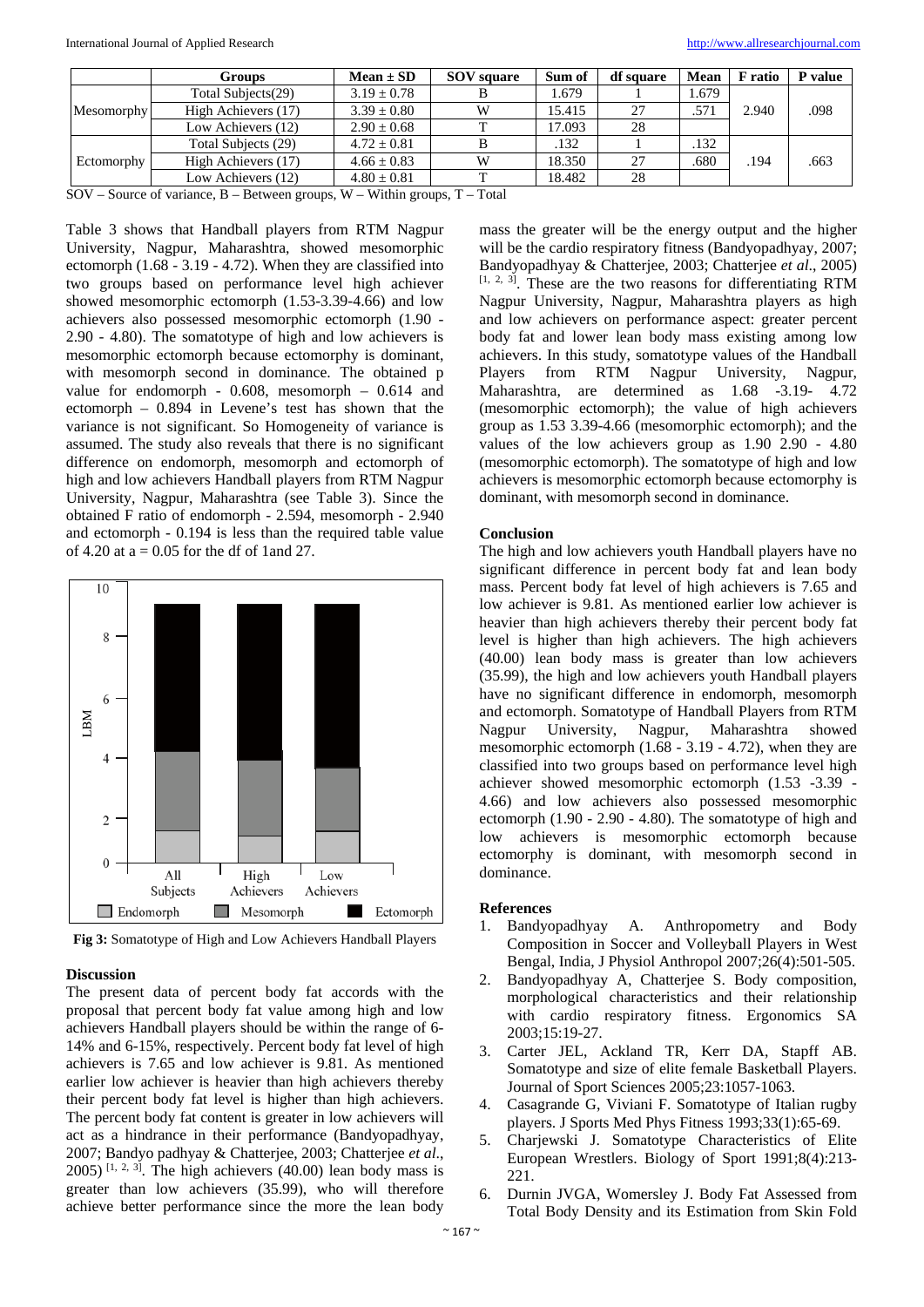| | Groups | Mean ± SD | SOV square | Sum of | df square | Mean | F ratio | P value |
|---|---|---|---|---|---|---|---|---|
| Mesomorphy | Total Subjects(29) | 3.19 ± 0.78 | B | 1.679 | 1 | 1.679 | 2.940 | .098 |
| | High Achievers (17) | 3.39 ± 0.80 | W | 15.415 | 27 | .571 | | |
| | Low Achievers (12) | 2.90 ± 0.68 | T | 17.093 | 28 | | | |
| Ectomorphy | Total Subjects (29) | 4.72 ± 0.81 | B | .132 | 1 | .132 | .194 | .663 |
| | High Achievers (17) | 4.66 ± 0.83 | W | 18.350 | 27 | .680 | | |
| | Low Achievers (12) | 4.80 ± 0.81 | T | 18.482 | 28 | | | |

SOV – Source of variance, B – Between groups, W – Within groups, T – Total

Table 3 shows that Handball players from RTM Nagpur University, Nagpur, Maharashtra, showed mesomorphic ectomorph (1.68 - 3.19 - 4.72). When they are classified into two groups based on performance level high achiever showed mesomorphic ectomorph (1.53-3.39-4.66) and low achievers also possessed mesomorphic ectomorph (1.90 - 2.90 - 4.80). The somatotype of high and low achievers is mesomorphic ectomorph because ectomorphy is dominant, with mesomorph second in dominance. The obtained p value for endomorph - 0.608, mesomorph – 0.614 and ectomorph – 0.894 in Levene's test has shown that the variance is not significant. So Homogeneity of variance is assumed. The study also reveals that there is no significant difference on endomorph, mesomorph and ectomorph of high and low achievers Handball players from RTM Nagpur University, Nagpur, Maharashtra (see Table 3). Since the obtained F ratio of endomorph - 2.594, mesomorph - 2.940 and ectomorph - 0.194 is less than the required table value of 4.20 at a = 0.05 for the df of 1and 27.

**Fig 3:** Somatotype of High and Low Achievers Handball Players

### Discussion

The present data of percent body fat accords with the proposal that percent body fat value among high and low achievers Handball players should be within the range of 6-14% and 6-15%, respectively. Percent body fat level of high achievers is 7.65 and low achiever is 9.81. As mentioned earlier low achiever is heavier than high achievers thereby their percent body fat level is higher than high achievers. The percent body fat content is greater in low achievers will act as a hindrance in their performance (Bandyopadhyay, 2007; Bandyo padhyay & Chatterjee, 2003; Chatterjee *et al*., 2005) [1, 2, 3]. The high achievers (40.00) lean body mass is greater than low achievers (35.99), who will therefore achieve better performance since the more the lean body mass the greater will be the energy output and the higher will be the cardio respiratory fitness (Bandyopadhyay, 2007; Bandyopadhyay & Chatterjee, 2003; Chatterjee *et al*., 2005) [1, 2, 3]. These are the two reasons for differentiating RTM Nagpur University, Nagpur, Maharashtra players as high and low achievers on performance aspect: greater percent body fat and lower lean body mass existing among low achievers. In this study, somatotype values of the Handball Players from RTM Nagpur University, Nagpur, Maharashtra, are determined as 1.68 -3.19- 4.72 (mesomorphic ectomorph); the value of high achievers group as 1.53 3.39-4.66 (mesomorphic ectomorph); and the values of the low achievers group as 1.90 2.90 - 4.80 (mesomorphic ectomorph). The somatotype of high and low achievers is mesomorphic ectomorph because ectomorphy is dominant, with mesomorph second in dominance.

### Conclusion

The high and low achievers youth Handball players have no significant difference in percent body fat and lean body mass. Percent body fat level of high achievers is 7.65 and low achiever is 9.81. As mentioned earlier low achiever is heavier than high achievers thereby their percent body fat level is higher than high achievers. The high achievers (40.00) lean body mass is greater than low achievers (35.99), the high and low achievers youth Handball players have no significant difference in endomorph, mesomorph and ectomorph. Somatotype of Handball Players from RTM Nagpur University, Nagpur, Maharashtra showed mesomorphic ectomorph (1.68 - 3.19 - 4.72), when they are classified into two groups based on performance level high achiever showed mesomorphic ectomorph (1.53 -3.39 - 4.66) and low achievers also possessed mesomorphic ectomorph (1.90 - 2.90 - 4.80). The somatotype of high and low achievers is mesomorphic ectomorph because ectomorphy is dominant, with mesomorph second in dominance.

### References

1. Bandyopadhyay A. Anthropometry and Body Composition in Soccer and Volleyball Players in West Bengal, India, J Physiol Anthropol 2007;26(4):501-505.
2. Bandyopadhyay A, Chatterjee S. Body composition, morphological characteristics and their relationship with cardio respiratory fitness. Ergonomics SA 2003;15:19-27.
3. Carter JEL, Ackland TR, Kerr DA, Stapff AB. Somatotype and size of elite female Basketball Players. Journal of Sport Sciences 2005;23:1057-1063.
4. Casagrande G, Viviani F. Somatotype of Italian rugby players. J Sports Med Phys Fitness 1993;33(1):65-69.
5. Charjewski J. Somatotype Characteristics of Elite European Wrestlers. Biology of Sport 1991;8(4):213-221.
6. Durnin JVGA, Womersley J. Body Fat Assessed from Total Body Density and its Estimation from Skin Fold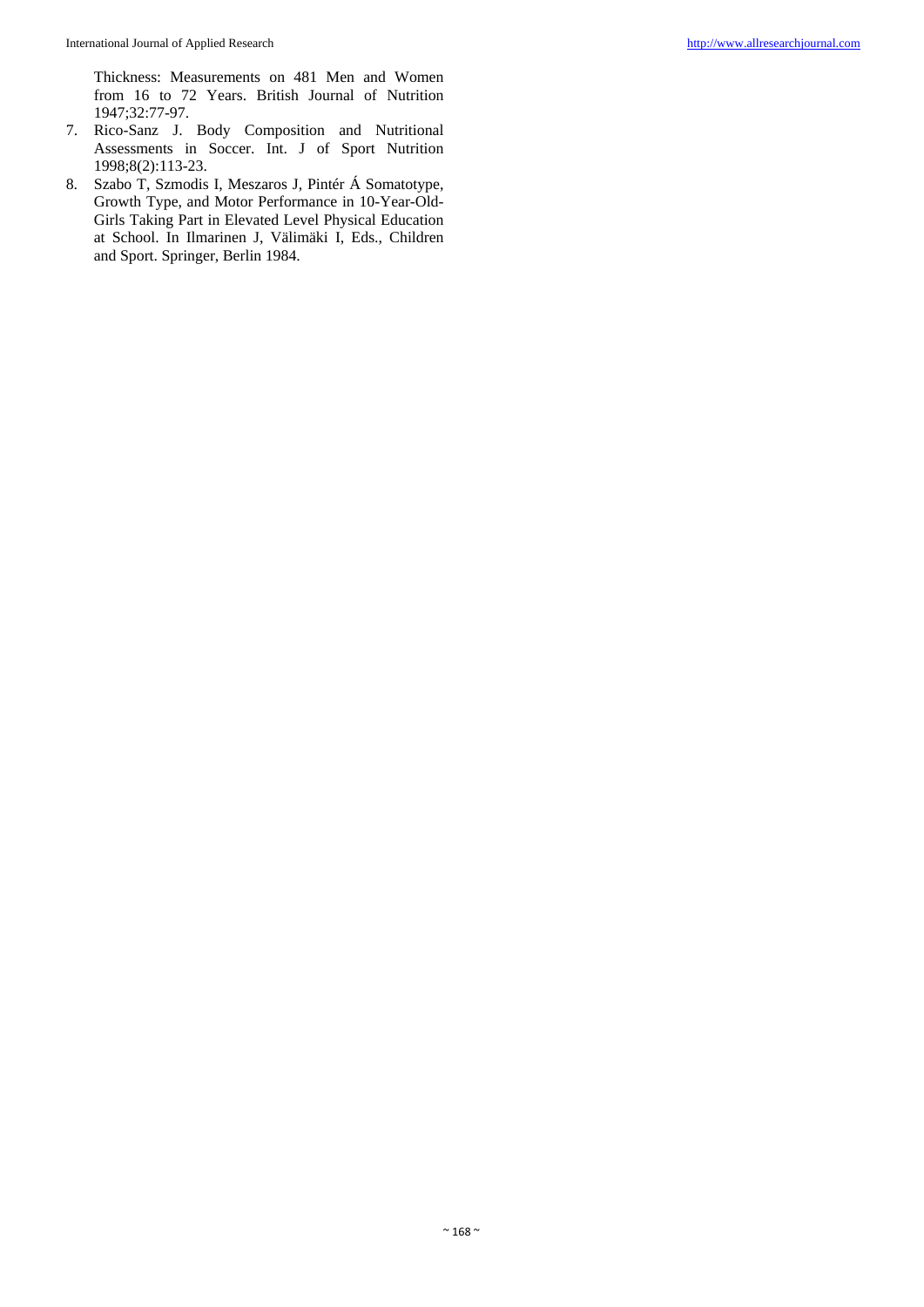Thickness: Measurements on 481 Men and Women from 16 to 72 Years. British Journal of Nutrition 1947;32:77-97.

7. Rico-Sanz J. Body Composition and Nutritional Assessments in Soccer. Int. J of Sport Nutrition 1998;8(2):113-23.
8. Szabo T, Szmodis I, Meszaros J, Pintér Á Somatotype, Growth Type, and Motor Performance in 10-Year-Old-Girls Taking Part in Elevated Level Physical Education at School. In Ilmarinen J, Välimäki I, Eds., Children and Sport. Springer, Berlin 1984.